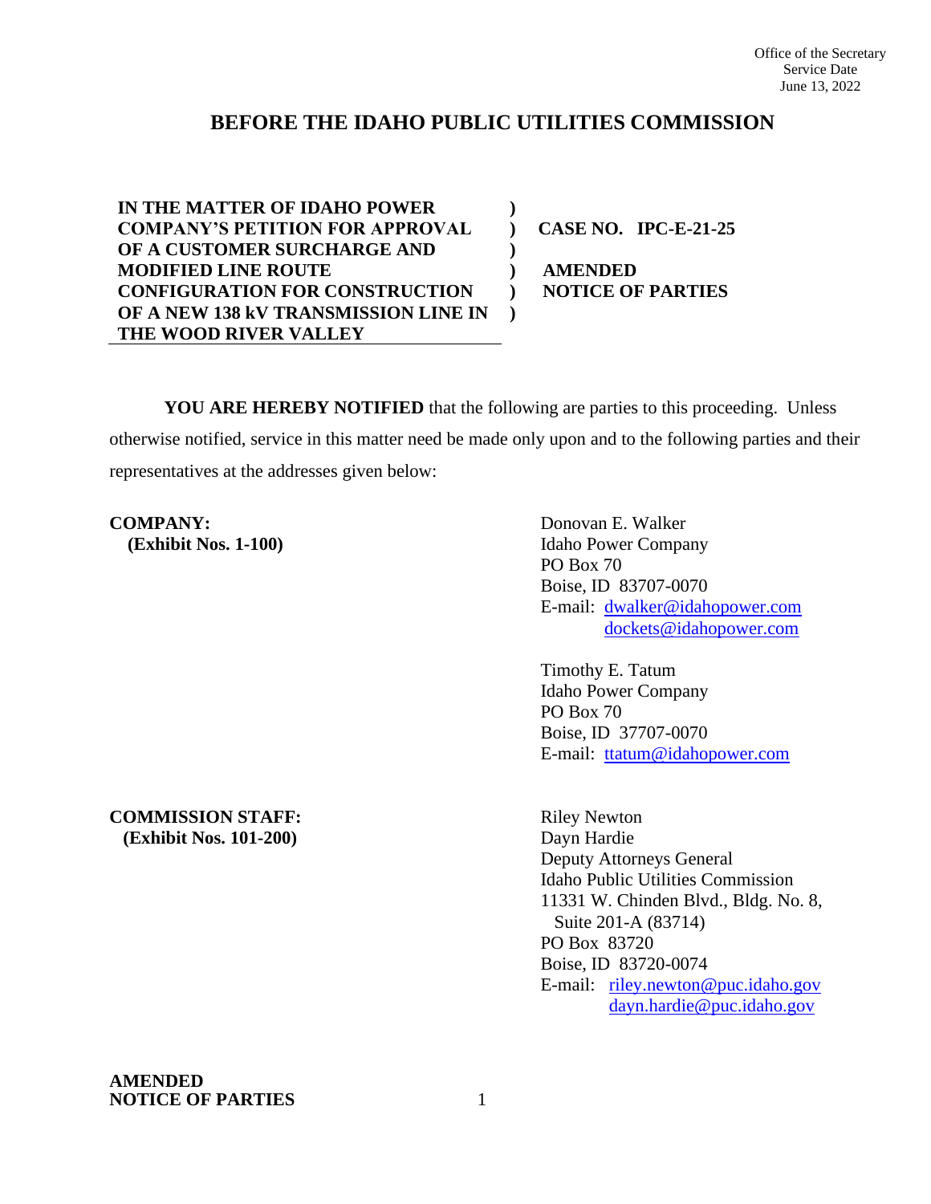Office of the Secretary
Service Date
June 13, 2022

# BEFORE THE IDAHO PUBLIC UTILITIES COMMISSION

**IN THE MATTER OF IDAHO POWER COMPANY'S PETITION FOR APPROVAL OF A CUSTOMER SURCHARGE AND MODIFIED LINE ROUTE CONFIGURATION FOR CONSTRUCTION OF A NEW 138 kV TRANSMISSION LINE IN THE WOOD RIVER VALLEY**

**CASE NO. IPC-E-21-25**

**AMENDED NOTICE OF PARTIES**

**YOU ARE HEREBY NOTIFIED** that the following are parties to this proceeding. Unless otherwise notified, service in this matter need be made only upon and to the following parties and their representatives at the addresses given below:

**COMPANY:**
**(Exhibit Nos. 1-100)**

Donovan E. Walker
Idaho Power Company
PO Box 70
Boise, ID 83707-0070
E-mail: dwalker@idahopower.com
dockets@idahopower.com

Timothy E. Tatum
Idaho Power Company
PO Box 70
Boise, ID 37707-0070
E-mail: ttatum@idahopower.com

**COMMISSION STAFF:**
**(Exhibit Nos. 101-200)**

Riley Newton
Dayn Hardie
Deputy Attorneys General
Idaho Public Utilities Commission
11331 W. Chinden Blvd., Bldg. No. 8,
Suite 201-A (83714)
PO Box 83720
Boise, ID 83720-0074
E-mail: riley.newton@puc.idaho.gov
dayn.hardie@puc.idaho.gov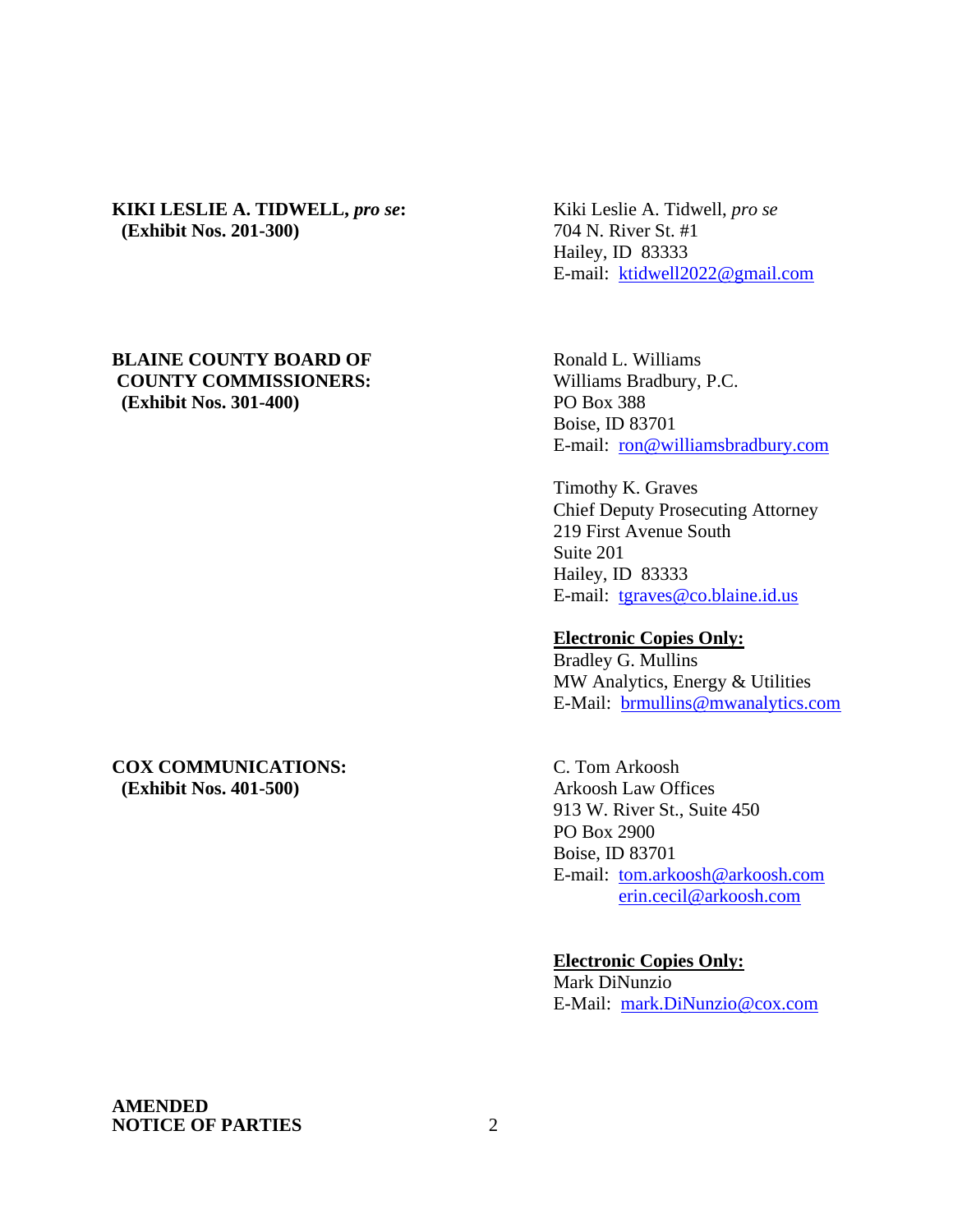**KIKI LESLIE A. TIDWELL, *pro se*:**
**(Exhibit Nos. 201-300)**

Kiki Leslie A. Tidwell, *pro se*
704 N. River St. #1
Hailey, ID 83333
E-mail: ktidwell2022@gmail.com

**BLAINE COUNTY BOARD OF COUNTY COMMISSIONERS:**
**(Exhibit Nos. 301-400)**

Ronald L. Williams
Williams Bradbury, P.C.
PO Box 388
Boise, ID 83701
E-mail: ron@williamsbradbury.com

Timothy K. Graves
Chief Deputy Prosecuting Attorney
219 First Avenue South
Suite 201
Hailey, ID 83333
E-mail: tgraves@co.blaine.id.us

**Electronic Copies Only:**
Bradley G. Mullins
MW Analytics, Energy & Utilities
E-Mail: brmullins@mwanalytics.com

**COX COMMUNICATIONS:**
**(Exhibit Nos. 401-500)**

C. Tom Arkoosh
Arkoosh Law Offices
913 W. River St., Suite 450
PO Box 2900
Boise, ID 83701
E-mail: tom.arkoosh@arkoosh.com
erin.cecil@arkoosh.com

**Electronic Copies Only:**
Mark DiNunzio
E-Mail: mark.DiNunzio@cox.com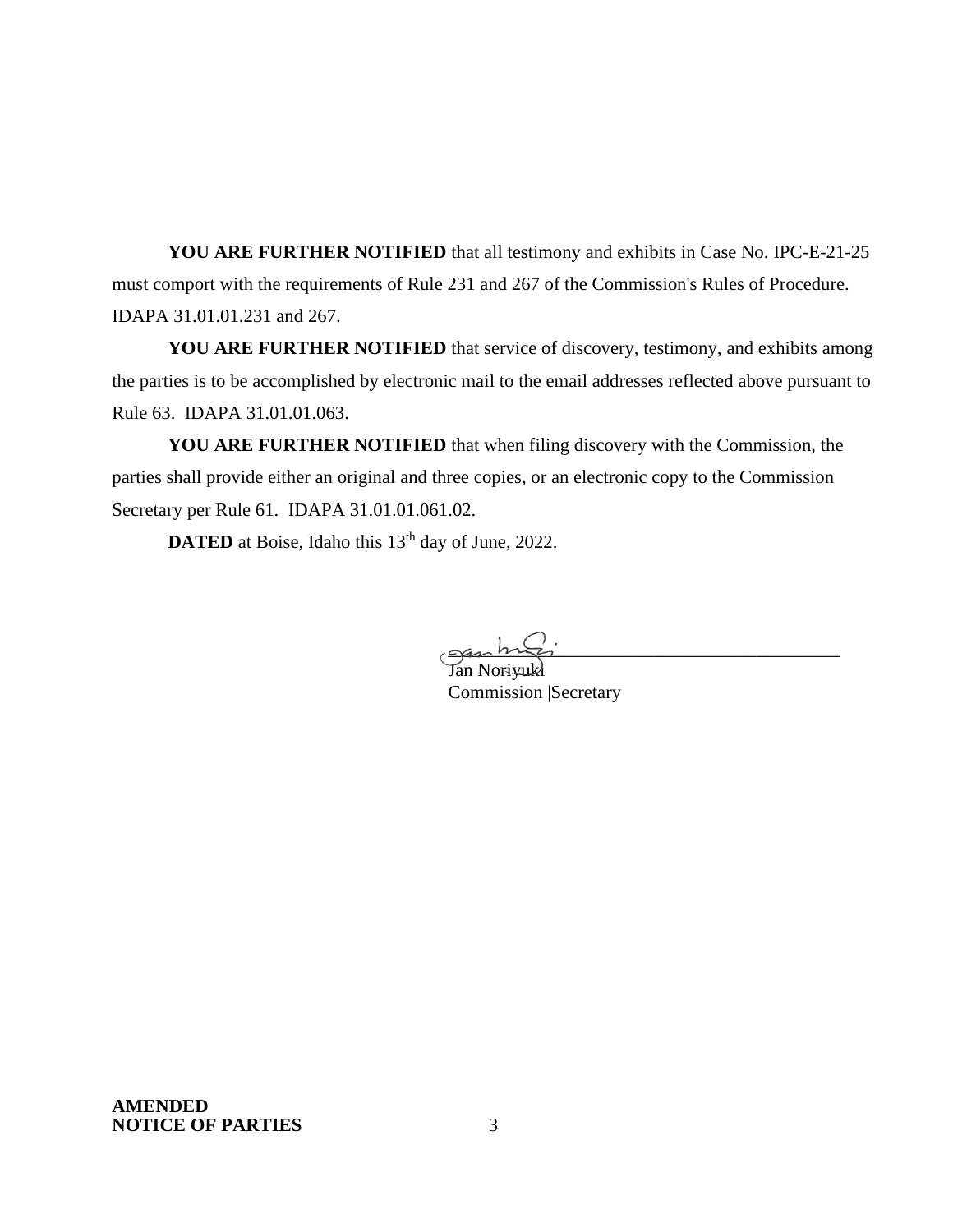**YOU ARE FURTHER NOTIFIED** that all testimony and exhibits in Case No. IPC-E-21-25 must comport with the requirements of Rule 231 and 267 of the Commission's Rules of Procedure. IDAPA 31.01.01.231 and 267.

**YOU ARE FURTHER NOTIFIED** that service of discovery, testimony, and exhibits among the parties is to be accomplished by electronic mail to the email addresses reflected above pursuant to Rule 63. IDAPA 31.01.01.063.

**YOU ARE FURTHER NOTIFIED** that when filing discovery with the Commission, the parties shall provide either an original and three copies, or an electronic copy to the Commission Secretary per Rule 61. IDAPA 31.01.01.061.02.

**DATED** at Boise, Idaho this 13th day of June, 2022.

Jan Noriyuki
Commission Secretary

**AMENDED NOTICE OF PARTIES**